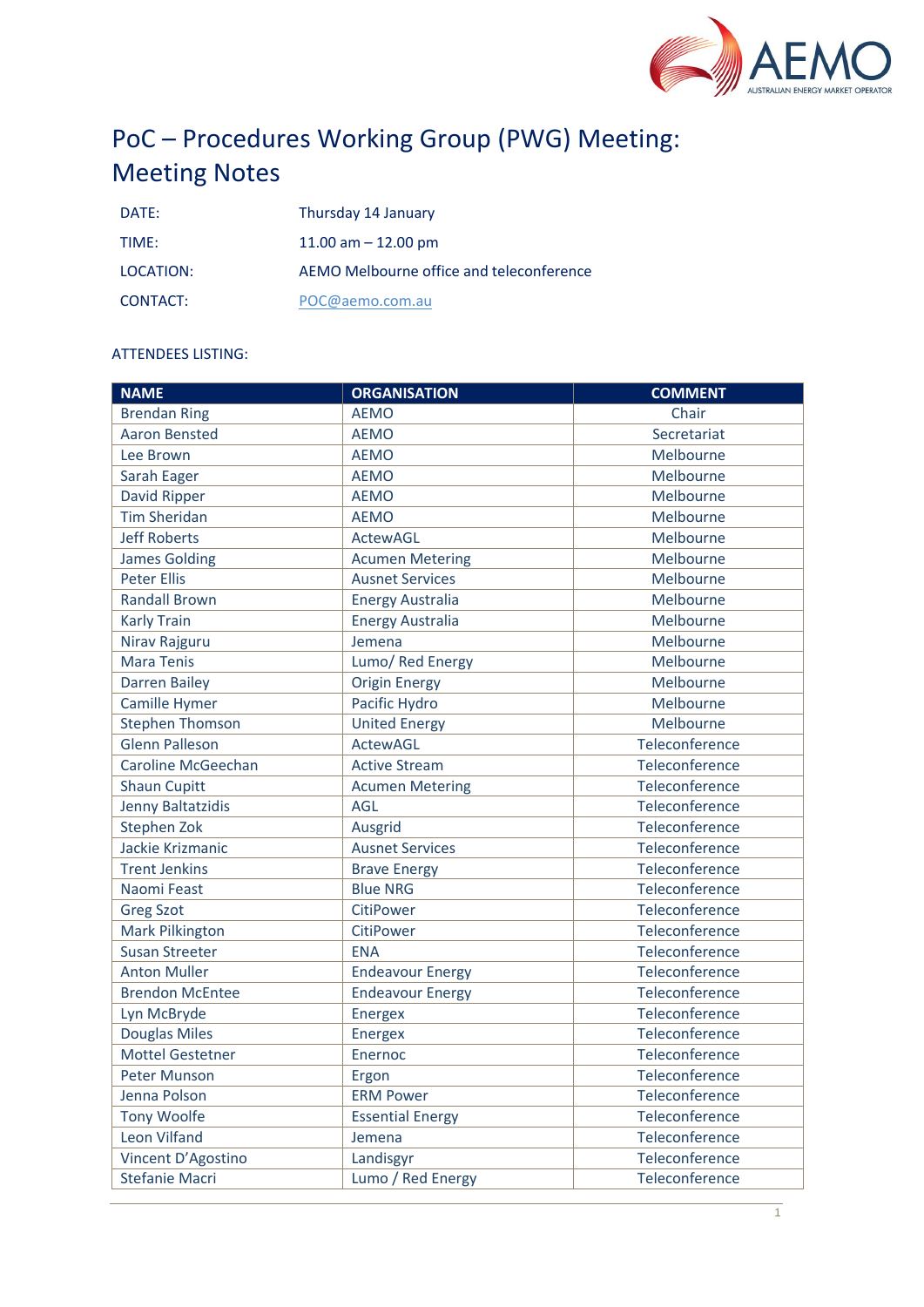# PoC – Procedures Working Group (PWG) Meeting: Meeting Notes

| | |
|---|---|
| DATE: | Thursday 14 January |
| TIME: | 11.00 am – 12.00 pm |
| LOCATION: | AEMO Melbourne office and teleconference |
| CONTACT: | POC@aemo.com.au |

ATTENDEES LISTING:

| NAME | ORGANISATION | COMMENT |
|---|---|---|
| Brendan Ring | AEMO | Chair |
| Aaron Bensted | AEMO | Secretariat |
| Lee Brown | AEMO | Melbourne |
| Sarah Eager | AEMO | Melbourne |
| David Ripper | AEMO | Melbourne |
| Tim Sheridan | AEMO | Melbourne |
| Jeff Roberts | ActewAGL | Melbourne |
| James Golding | Acumen Metering | Melbourne |
| Peter Ellis | Ausnet Services | Melbourne |
| Randall Brown | Energy Australia | Melbourne |
| Karly Train | Energy Australia | Melbourne |
| Nirav Rajguru | Jemena | Melbourne |
| Mara Tenis | Lumo/ Red Energy | Melbourne |
| Darren Bailey | Origin Energy | Melbourne |
| Camille Hymer | Pacific Hydro | Melbourne |
| Stephen Thomson | United Energy | Melbourne |
| Glenn Palleson | ActewAGL | Teleconference |
| Caroline McGeechan | Active Stream | Teleconference |
| Shaun Cupitt | Acumen Metering | Teleconference |
| Jenny Baltatzidis | AGL | Teleconference |
| Stephen Zok | Ausgrid | Teleconference |
| Jackie Krizmanic | Ausnet Services | Teleconference |
| Trent Jenkins | Brave Energy | Teleconference |
| Naomi Feast | Blue NRG | Teleconference |
| Greg Szot | CitiPower | Teleconference |
| Mark Pilkington | CitiPower | Teleconference |
| Susan Streeter | ENA | Teleconference |
| Anton Muller | Endeavour Energy | Teleconference |
| Brendon McEntee | Endeavour Energy | Teleconference |
| Lyn McBryde | Energex | Teleconference |
| Douglas Miles | Energex | Teleconference |
| Mottel Gestetner | Enernoc | Teleconference |
| Peter Munson | Ergon | Teleconference |
| Jenna Polson | ERM Power | Teleconference |
| Tony Woolfe | Essential Energy | Teleconference |
| Leon Vilfand | Jemena | Teleconference |
| Vincent D'Agostino | Landisgyr | Teleconference |
| Stefanie Macri | Lumo / Red Energy | Teleconference |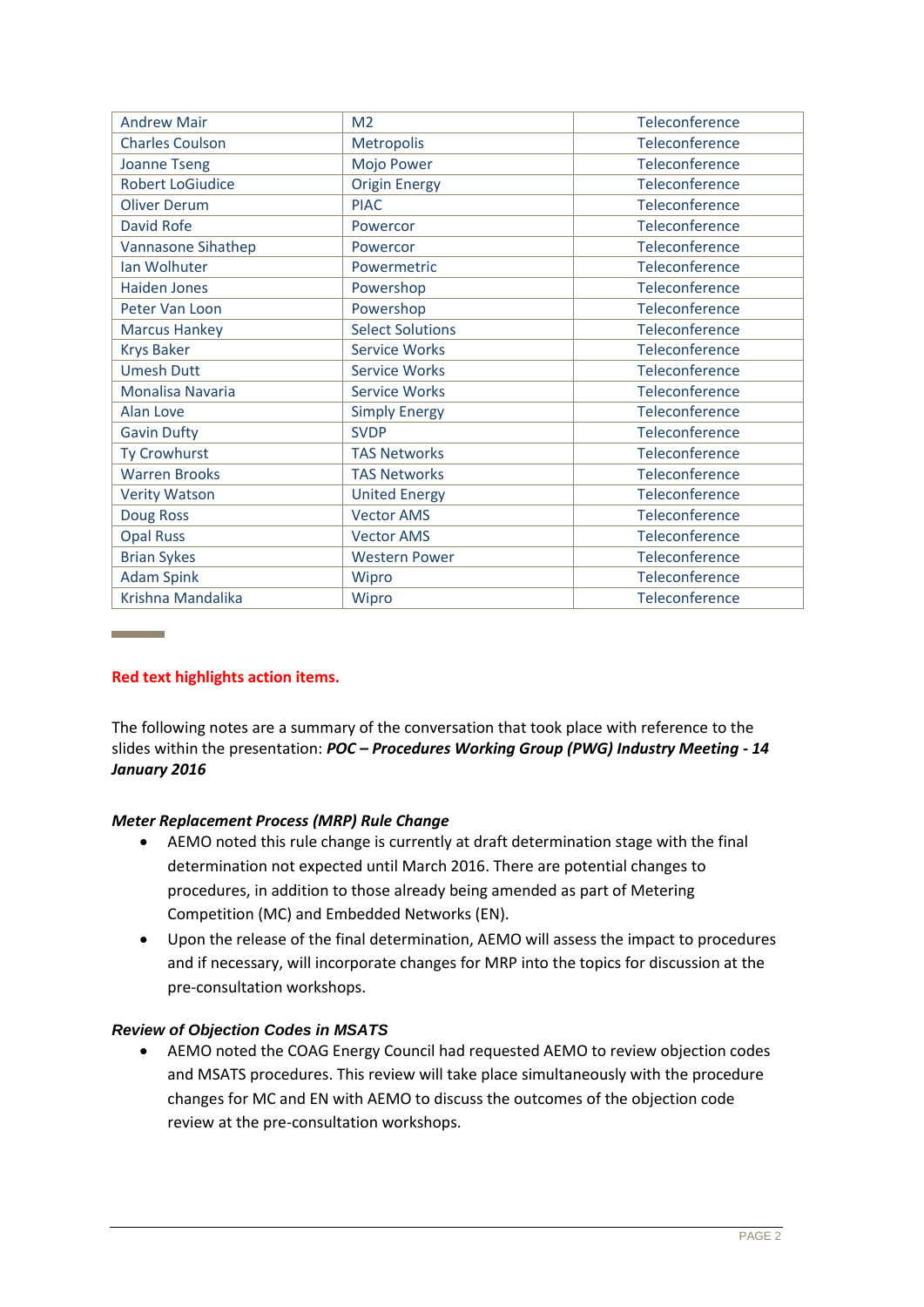| | | |
|---|---|---|
| Andrew Mair | M2 | Teleconference |
| Charles Coulson | Metropolis | Teleconference |
| Joanne Tseng | Mojo Power | Teleconference |
| Robert LoGiudice | Origin Energy | Teleconference |
| Oliver Derum | PIAC | Teleconference |
| David Rofe | Powercor | Teleconference |
| Vannasone Sihathep | Powercor | Teleconference |
| Ian Wolhuter | Powermetric | Teleconference |
| Haiden Jones | Powershop | Teleconference |
| Peter Van Loon | Powershop | Teleconference |
| Marcus Hankey | Select Solutions | Teleconference |
| Krys Baker | Service Works | Teleconference |
| Umesh Dutt | Service Works | Teleconference |
| Monalisa Navaria | Service Works | Teleconference |
| Alan Love | Simply Energy | Teleconference |
| Gavin Dufty | SVDP | Teleconference |
| Ty Crowhurst | TAS Networks | Teleconference |
| Warren Brooks | TAS Networks | Teleconference |
| Verity Watson | United Energy | Teleconference |
| Doug Ross | Vector AMS | Teleconference |
| Opal Russ | Vector AMS | Teleconference |
| Brian Sykes | Western Power | Teleconference |
| Adam Spink | Wipro | Teleconference |
| Krishna Mandalika | Wipro | Teleconference |

**Red text highlights action items.**

The following notes are a summary of the conversation that took place with reference to the slides within the presentation: ***POC – Procedures Working Group (PWG) Industry Meeting - 14 January 2016***

### *Meter Replacement Process (MRP) Rule Change*

- AEMO noted this rule change is currently at draft determination stage with the final determination not expected until March 2016. There are potential changes to procedures, in addition to those already being amended as part of Metering Competition (MC) and Embedded Networks (EN).
- Upon the release of the final determination, AEMO will assess the impact to procedures and if necessary, will incorporate changes for MRP into the topics for discussion at the pre-consultation workshops.

### *Review of Objection Codes in MSATS*

- AEMO noted the COAG Energy Council had requested AEMO to review objection codes and MSATS procedures. This review will take place simultaneously with the procedure changes for MC and EN with AEMO to discuss the outcomes of the objection code review at the pre-consultation workshops.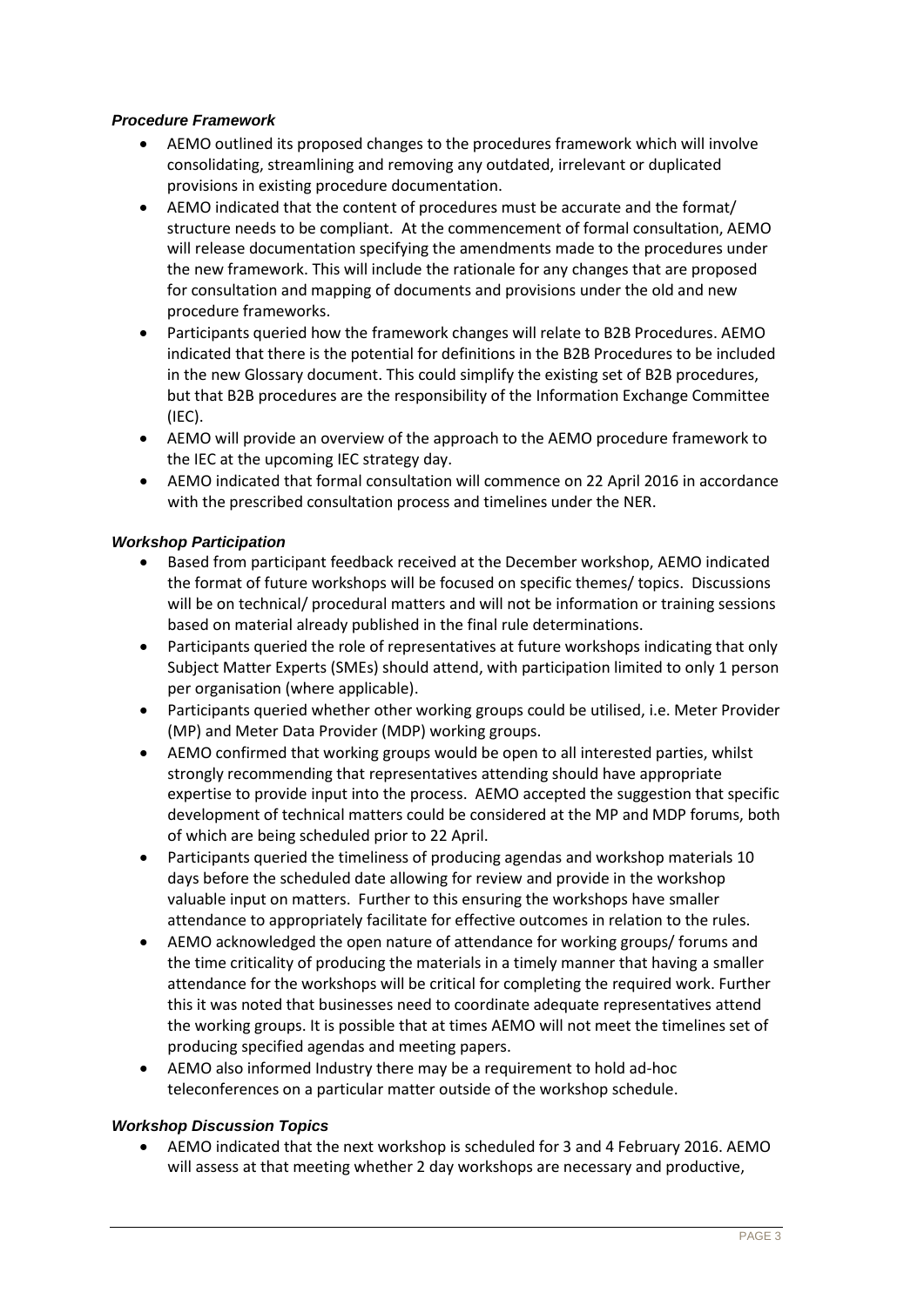### *Procedure Framework*

- AEMO outlined its proposed changes to the procedures framework which will involve consolidating, streamlining and removing any outdated, irrelevant or duplicated provisions in existing procedure documentation.
- AEMO indicated that the content of procedures must be accurate and the format/ structure needs to be compliant. At the commencement of formal consultation, AEMO will release documentation specifying the amendments made to the procedures under the new framework. This will include the rationale for any changes that are proposed for consultation and mapping of documents and provisions under the old and new procedure frameworks.
- Participants queried how the framework changes will relate to B2B Procedures. AEMO indicated that there is the potential for definitions in the B2B Procedures to be included in the new Glossary document. This could simplify the existing set of B2B procedures, but that B2B procedures are the responsibility of the Information Exchange Committee (IEC).
- AEMO will provide an overview of the approach to the AEMO procedure framework to the IEC at the upcoming IEC strategy day.
- AEMO indicated that formal consultation will commence on 22 April 2016 in accordance with the prescribed consultation process and timelines under the NER.

### *Workshop Participation*

- Based from participant feedback received at the December workshop, AEMO indicated the format of future workshops will be focused on specific themes/ topics. Discussions will be on technical/ procedural matters and will not be information or training sessions based on material already published in the final rule determinations.
- Participants queried the role of representatives at future workshops indicating that only Subject Matter Experts (SMEs) should attend, with participation limited to only 1 person per organisation (where applicable).
- Participants queried whether other working groups could be utilised, i.e. Meter Provider (MP) and Meter Data Provider (MDP) working groups.
- AEMO confirmed that working groups would be open to all interested parties, whilst strongly recommending that representatives attending should have appropriate expertise to provide input into the process. AEMO accepted the suggestion that specific development of technical matters could be considered at the MP and MDP forums, both of which are being scheduled prior to 22 April.
- Participants queried the timeliness of producing agendas and workshop materials 10 days before the scheduled date allowing for review and provide in the workshop valuable input on matters. Further to this ensuring the workshops have smaller attendance to appropriately facilitate for effective outcomes in relation to the rules.
- AEMO acknowledged the open nature of attendance for working groups/ forums and the time criticality of producing the materials in a timely manner that having a smaller attendance for the workshops will be critical for completing the required work. Further this it was noted that businesses need to coordinate adequate representatives attend the working groups. It is possible that at times AEMO will not meet the timelines set of producing specified agendas and meeting papers.
- AEMO also informed Industry there may be a requirement to hold ad-hoc teleconferences on a particular matter outside of the workshop schedule.

### *Workshop Discussion Topics*

- AEMO indicated that the next workshop is scheduled for 3 and 4 February 2016. AEMO will assess at that meeting whether 2 day workshops are necessary and productive,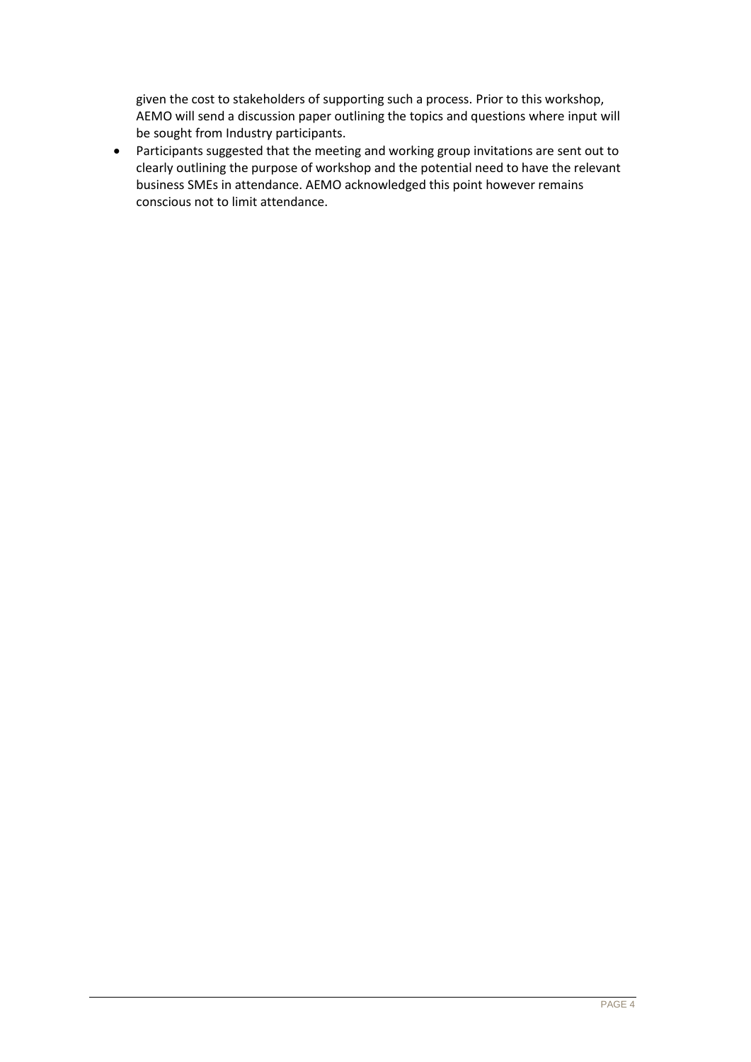given the cost to stakeholders of supporting such a process. Prior to this workshop, AEMO will send a discussion paper outlining the topics and questions where input will be sought from Industry participants.

- Participants suggested that the meeting and working group invitations are sent out to clearly outlining the purpose of workshop and the potential need to have the relevant business SMEs in attendance. AEMO acknowledged this point however remains conscious not to limit attendance.